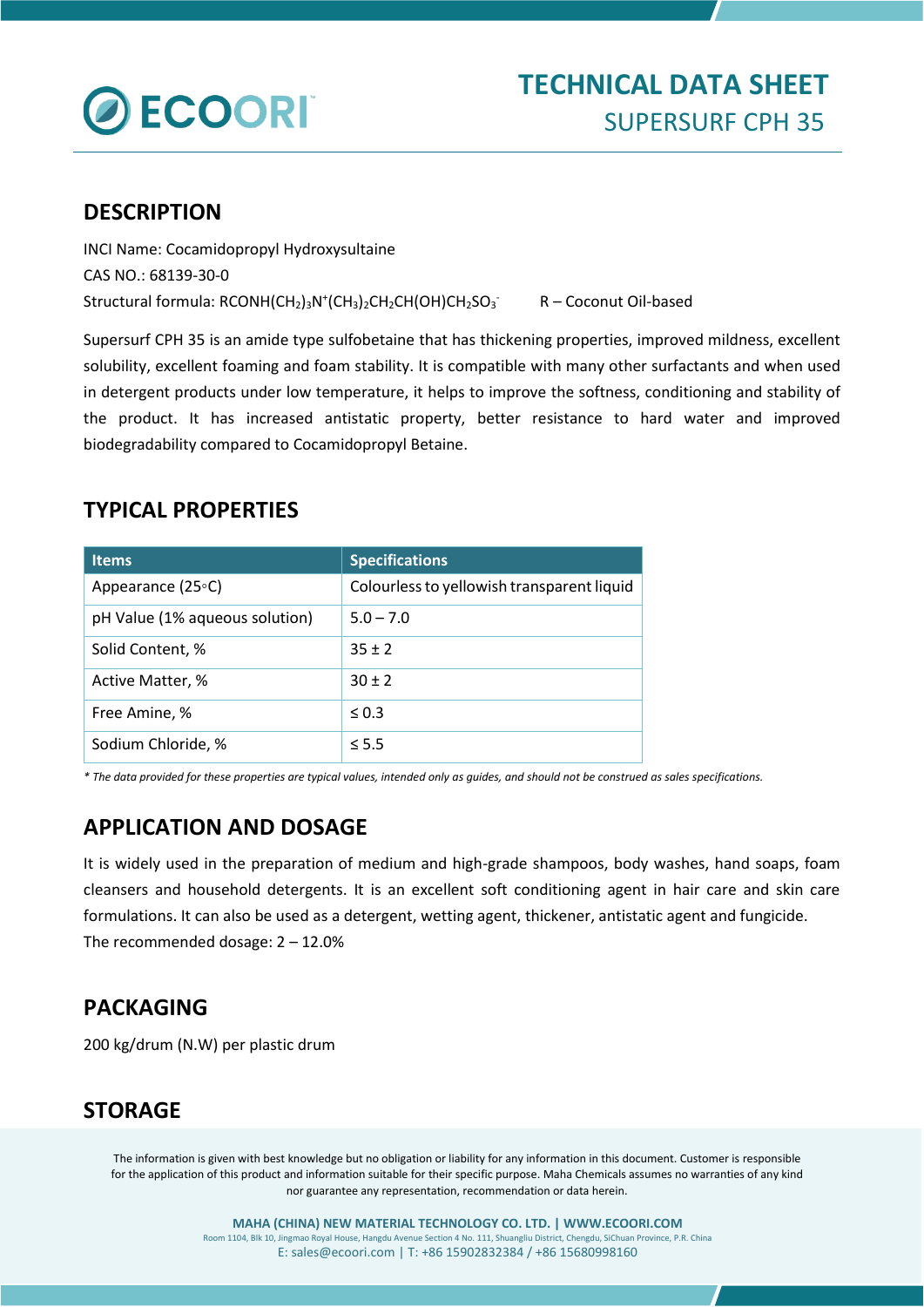# TECHNICAL DATA SHEET

## SUPERSURF CPH 35

## DESCRIPTION

INCI Name: Cocamidopropyl Hydroxysultaine

CAS NO.: 68139-30-0

Structural formula: $RCONH(CH_2)_3N^+(CH_3)_2CH_2CH(OH)CH_2SO_3^-$ R – Coconut Oil-based

Supersurf CPH 35 is an amide type sulfobetaine that has thickening properties, improved mildness, excellent solubility, excellent foaming and foam stability. It is compatible with many other surfactants and when used in detergent products under low temperature, it helps to improve the softness, conditioning and stability of the product. It has increased antistatic property, better resistance to hard water and improved biodegradability compared to Cocamidopropyl Betaine.

## TYPICAL PROPERTIES

| Items | Specifications |
|---|---|
| Appearance (25◦C) | Colourless to yellowish transparent liquid |
| pH Value (1% aqueous solution) | 5.0 – 7.0 |
| Solid Content, % | 35 ± 2 |
| Active Matter, % | 30 ± 2 |
| Free Amine, % | ≤ 0.3 |
| Sodium Chloride, % | ≤ 5.5 |

*\* The data provided for these properties are typical values, intended only as guides, and should not be construed as sales specifications.*

## APPLICATION AND DOSAGE

It is widely used in the preparation of medium and high-grade shampoos, body washes, hand soaps, foam cleansers and household detergents. It is an excellent soft conditioning agent in hair care and skin care formulations. It can also be used as a detergent, wetting agent, thickener, antistatic agent and fungicide.

The recommended dosage: 2 – 12.0%

## PACKAGING

200 kg/drum (N.W) per plastic drum

## STORAGE

The information is given with best knowledge but no obligation or liability for any information in this document. Customer is responsible for the application of this product and information suitable for their specific purpose. Maha Chemicals assumes no warranties of any kind nor guarantee any representation, recommendation or data herein.

MAHA (CHINA) NEW MATERIAL TECHNOLOGY CO. LTD. | WWW.ECOORI.COM

Room 1104, Blk 10, Jingmao Royal House, Hangdu Avenue Section 4 No. 111, Shuangliu District, Chengdu, SiChuan Province, P.R. China

E: sales@ecoori.com | T: +86 15902832384 / +86 15680998160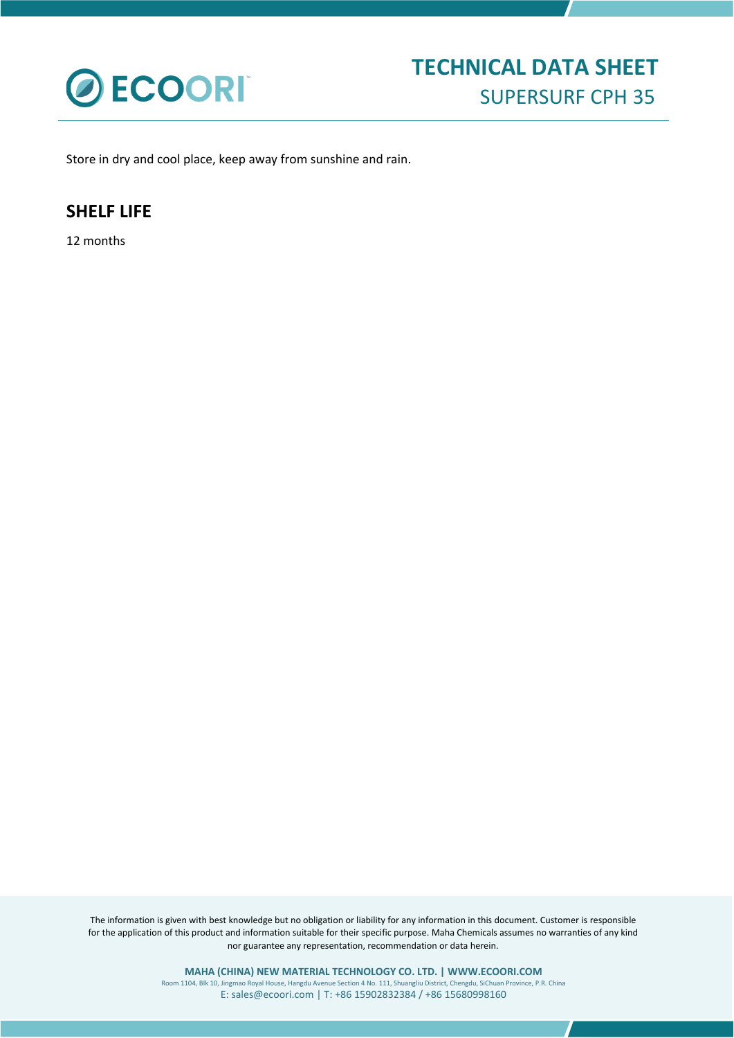Store in dry and cool place, keep away from sunshine and rain.

## SHELF LIFE

12 months